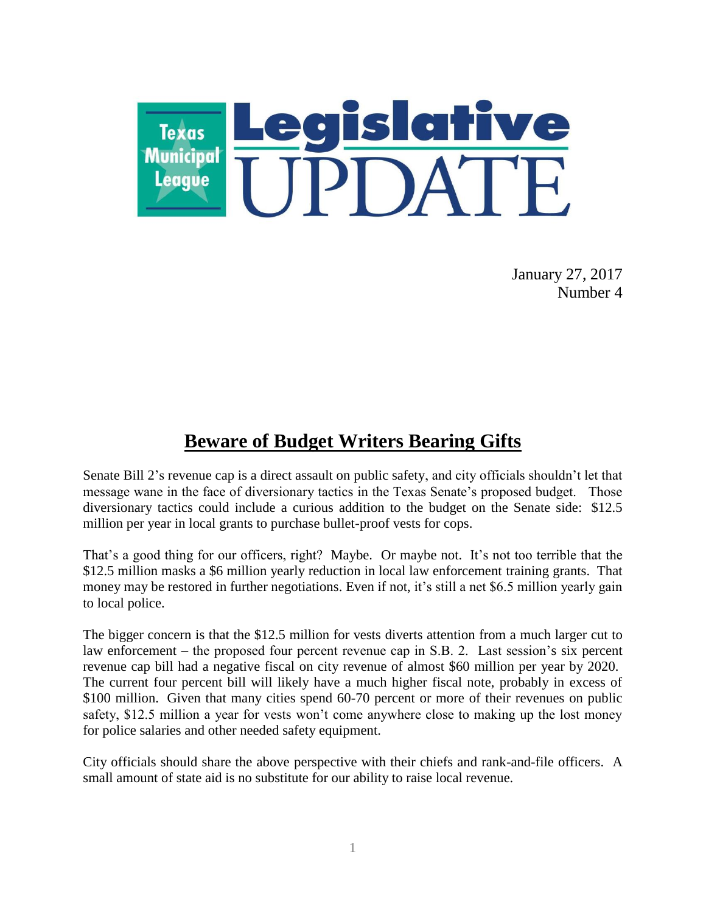# Texas Municipal League Legislative UPDATE

January 27, 2017
Number 4

## Beware of Budget Writers Bearing Gifts

Senate Bill 2's revenue cap is a direct assault on public safety, and city officials shouldn't let that message wane in the face of diversionary tactics in the Texas Senate's proposed budget. Those diversionary tactics could include a curious addition to the budget on the Senate side: $12.5 million per year in local grants to purchase bullet-proof vests for cops.

That's a good thing for our officers, right? Maybe. Or maybe not. It's not too terrible that the $12.5 million masks a $6 million yearly reduction in local law enforcement training grants. That money may be restored in further negotiations. Even if not, it's still a net $6.5 million yearly gain to local police.

The bigger concern is that the $12.5 million for vests diverts attention from a much larger cut to law enforcement – the proposed four percent revenue cap in S.B. 2. Last session's six percent revenue cap bill had a negative fiscal on city revenue of almost $60 million per year by 2020. The current four percent bill will likely have a much higher fiscal note, probably in excess of $100 million. Given that many cities spend 60-70 percent or more of their revenues on public safety, $12.5 million a year for vests won't come anywhere close to making up the lost money for police salaries and other needed safety equipment.

City officials should share the above perspective with their chiefs and rank-and-file officers. A small amount of state aid is no substitute for our ability to raise local revenue.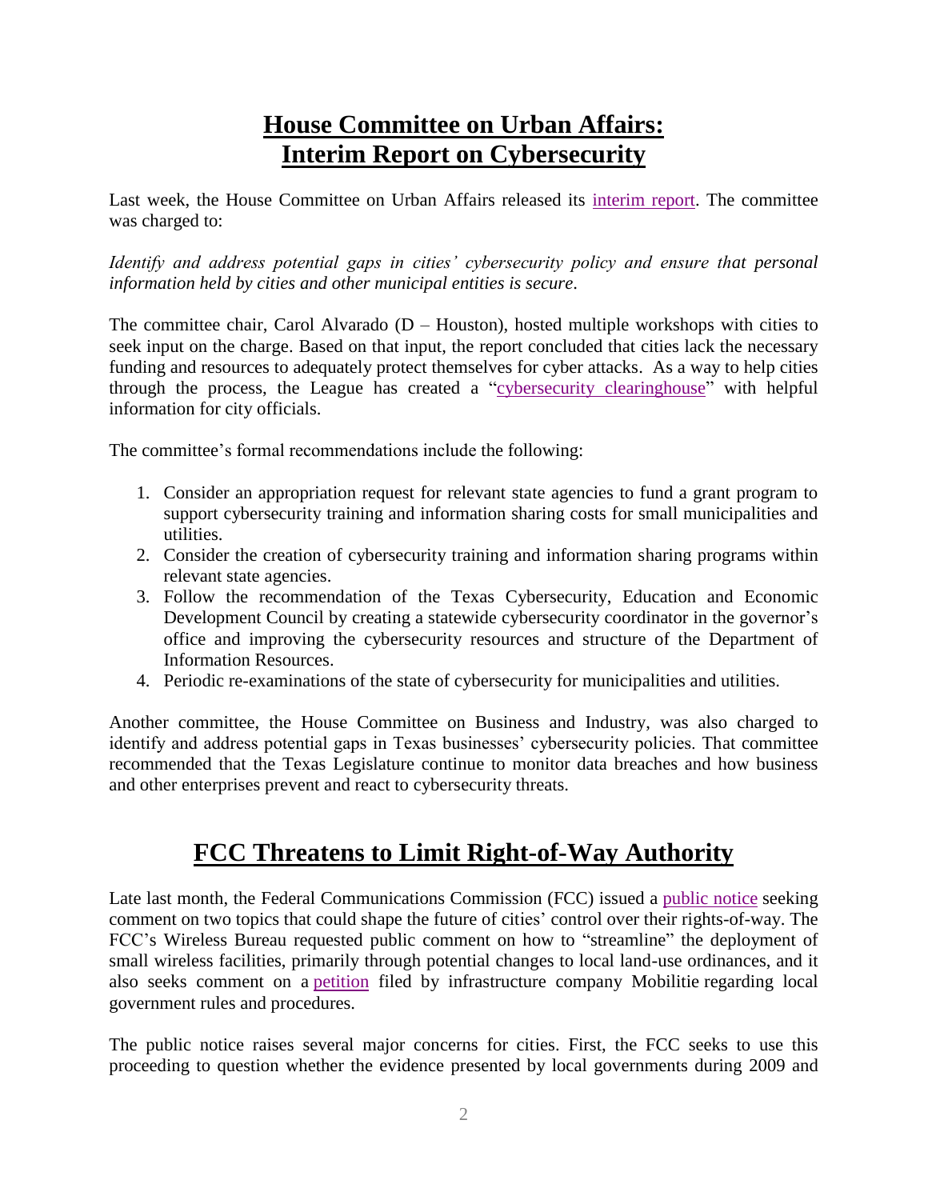# House Committee on Urban Affairs: Interim Report on Cybersecurity

Last week, the House Committee on Urban Affairs released its interim report. The committee was charged to:

*Identify and address potential gaps in cities' cybersecurity policy and ensure that personal information held by cities and other municipal entities is secure.*

The committee chair, Carol Alvarado (D – Houston), hosted multiple workshops with cities to seek input on the charge. Based on that input, the report concluded that cities lack the necessary funding and resources to adequately protect themselves for cyber attacks. As a way to help cities through the process, the League has created a "cybersecurity clearinghouse" with helpful information for city officials.

The committee's formal recommendations include the following:

1. Consider an appropriation request for relevant state agencies to fund a grant program to support cybersecurity training and information sharing costs for small municipalities and utilities.
2. Consider the creation of cybersecurity training and information sharing programs within relevant state agencies.
3. Follow the recommendation of the Texas Cybersecurity, Education and Economic Development Council by creating a statewide cybersecurity coordinator in the governor's office and improving the cybersecurity resources and structure of the Department of Information Resources.
4. Periodic re-examinations of the state of cybersecurity for municipalities and utilities.

Another committee, the House Committee on Business and Industry, was also charged to identify and address potential gaps in Texas businesses' cybersecurity policies. That committee recommended that the Texas Legislature continue to monitor data breaches and how business and other enterprises prevent and react to cybersecurity threats.

# FCC Threatens to Limit Right-of-Way Authority

Late last month, the Federal Communications Commission (FCC) issued a public notice seeking comment on two topics that could shape the future of cities' control over their rights-of-way. The FCC's Wireless Bureau requested public comment on how to "streamline" the deployment of small wireless facilities, primarily through potential changes to local land-use ordinances, and it also seeks comment on a petition filed by infrastructure company Mobilitie regarding local government rules and procedures.

The public notice raises several major concerns for cities. First, the FCC seeks to use this proceeding to question whether the evidence presented by local governments during 2009 and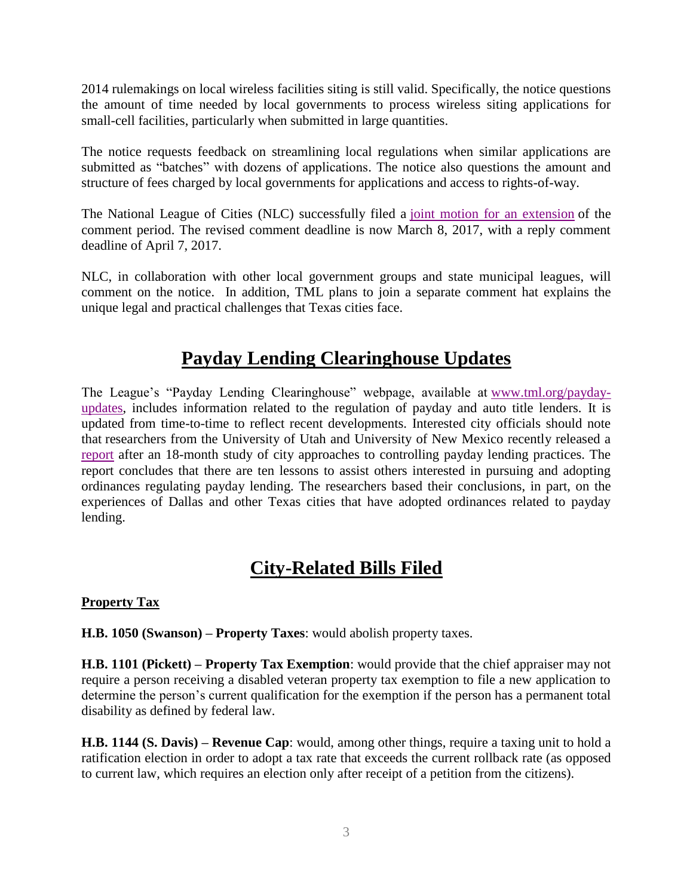2014 rulemakings on local wireless facilities siting is still valid. Specifically, the notice questions the amount of time needed by local governments to process wireless siting applications for small-cell facilities, particularly when submitted in large quantities.

The notice requests feedback on streamlining local regulations when similar applications are submitted as "batches" with dozens of applications. The notice also questions the amount and structure of fees charged by local governments for applications and access to rights-of-way.

The National League of Cities (NLC) successfully filed a joint motion for an extension of the comment period. The revised comment deadline is now March 8, 2017, with a reply comment deadline of April 7, 2017.

NLC, in collaboration with other local government groups and state municipal leagues, will comment on the notice. In addition, TML plans to join a separate comment hat explains the unique legal and practical challenges that Texas cities face.

## Payday Lending Clearinghouse Updates

The League's "Payday Lending Clearinghouse" webpage, available at www.tml.org/payday-updates, includes information related to the regulation of payday and auto title lenders. It is updated from time-to-time to reflect recent developments. Interested city officials should note that researchers from the University of Utah and University of New Mexico recently released a report after an 18-month study of city approaches to controlling payday lending practices. The report concludes that there are ten lessons to assist others interested in pursuing and adopting ordinances regulating payday lending. The researchers based their conclusions, in part, on the experiences of Dallas and other Texas cities that have adopted ordinances related to payday lending.

## City-Related Bills Filed

### Property Tax

**H.B. 1050 (Swanson) – Property Taxes**: would abolish property taxes.

**H.B. 1101 (Pickett) – Property Tax Exemption**: would provide that the chief appraiser may not require a person receiving a disabled veteran property tax exemption to file a new application to determine the person's current qualification for the exemption if the person has a permanent total disability as defined by federal law.

**H.B. 1144 (S. Davis) – Revenue Cap**: would, among other things, require a taxing unit to hold a ratification election in order to adopt a tax rate that exceeds the current rollback rate (as opposed to current law, which requires an election only after receipt of a petition from the citizens).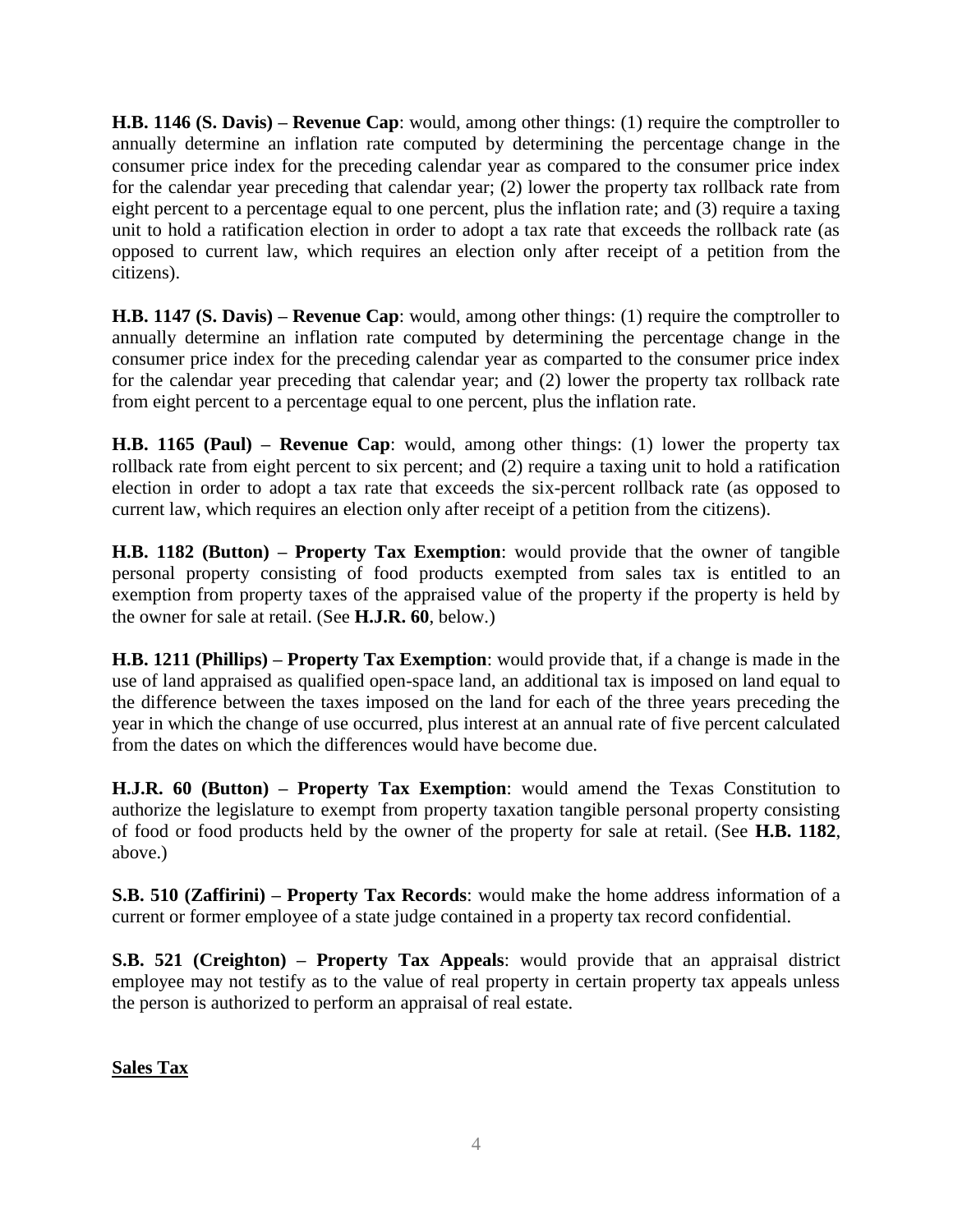**H.B. 1146 (S. Davis) – Revenue Cap**: would, among other things: (1) require the comptroller to annually determine an inflation rate computed by determining the percentage change in the consumer price index for the preceding calendar year as compared to the consumer price index for the calendar year preceding that calendar year; (2) lower the property tax rollback rate from eight percent to a percentage equal to one percent, plus the inflation rate; and (3) require a taxing unit to hold a ratification election in order to adopt a tax rate that exceeds the rollback rate (as opposed to current law, which requires an election only after receipt of a petition from the citizens).

**H.B. 1147 (S. Davis) – Revenue Cap**: would, among other things: (1) require the comptroller to annually determine an inflation rate computed by determining the percentage change in the consumer price index for the preceding calendar year as comparted to the consumer price index for the calendar year preceding that calendar year; and (2) lower the property tax rollback rate from eight percent to a percentage equal to one percent, plus the inflation rate.

**H.B. 1165 (Paul) – Revenue Cap**: would, among other things: (1) lower the property tax rollback rate from eight percent to six percent; and (2) require a taxing unit to hold a ratification election in order to adopt a tax rate that exceeds the six-percent rollback rate (as opposed to current law, which requires an election only after receipt of a petition from the citizens).

**H.B. 1182 (Button) – Property Tax Exemption**: would provide that the owner of tangible personal property consisting of food products exempted from sales tax is entitled to an exemption from property taxes of the appraised value of the property if the property is held by the owner for sale at retail. (See **H.J.R. 60**, below.)

**H.B. 1211 (Phillips) – Property Tax Exemption**: would provide that, if a change is made in the use of land appraised as qualified open-space land, an additional tax is imposed on land equal to the difference between the taxes imposed on the land for each of the three years preceding the year in which the change of use occurred, plus interest at an annual rate of five percent calculated from the dates on which the differences would have become due.

**H.J.R. 60 (Button) – Property Tax Exemption**: would amend the Texas Constitution to authorize the legislature to exempt from property taxation tangible personal property consisting of food or food products held by the owner of the property for sale at retail. (See **H.B. 1182**, above.)

**S.B. 510 (Zaffirini) – Property Tax Records**: would make the home address information of a current or former employee of a state judge contained in a property tax record confidential.

**S.B. 521 (Creighton) – Property Tax Appeals**: would provide that an appraisal district employee may not testify as to the value of real property in certain property tax appeals unless the person is authorized to perform an appraisal of real estate.

## Sales Tax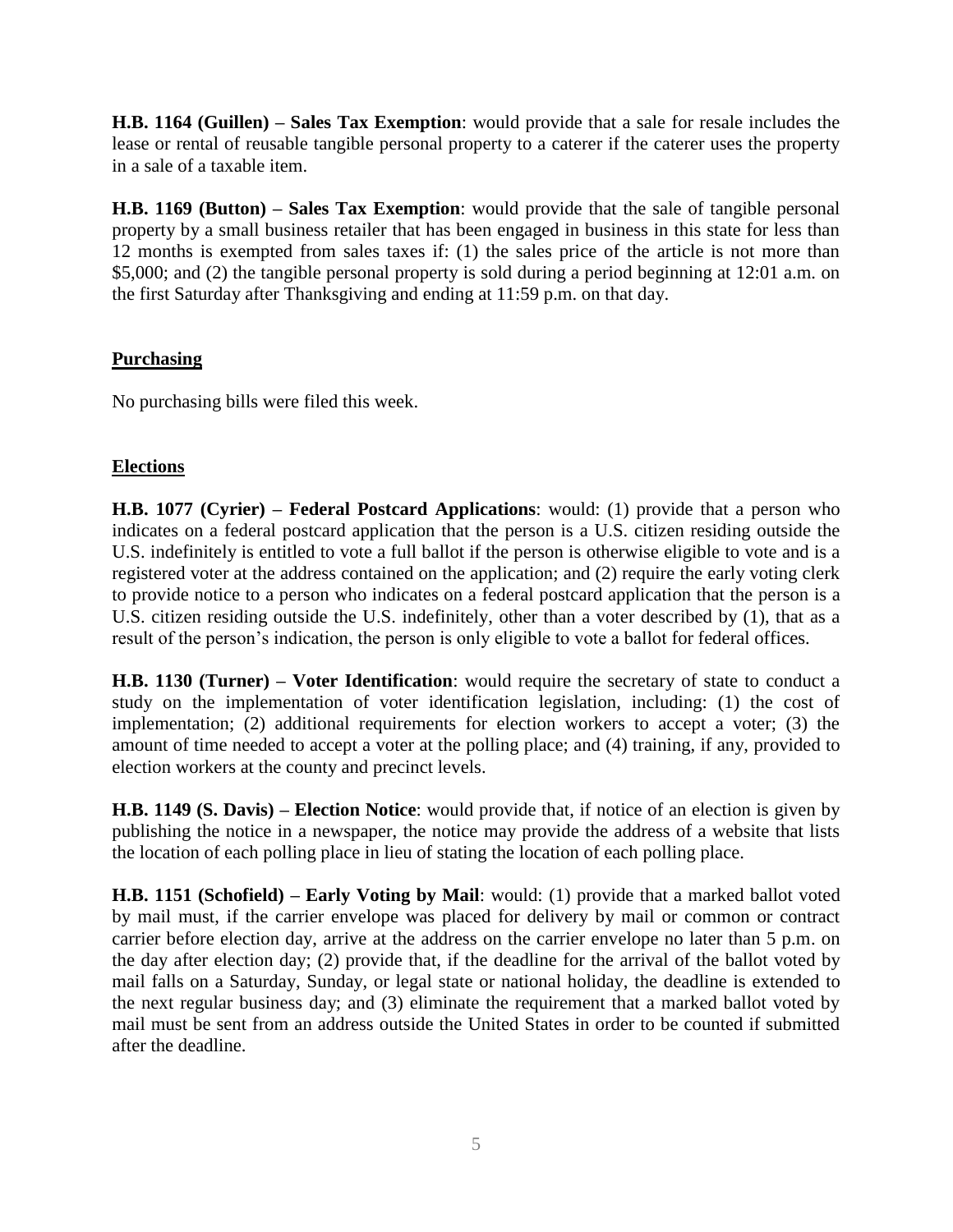**H.B. 1164 (Guillen) – Sales Tax Exemption**: would provide that a sale for resale includes the lease or rental of reusable tangible personal property to a caterer if the caterer uses the property in a sale of a taxable item.

**H.B. 1169 (Button) – Sales Tax Exemption**: would provide that the sale of tangible personal property by a small business retailer that has been engaged in business in this state for less than 12 months is exempted from sales taxes if: (1) the sales price of the article is not more than $5,000; and (2) the tangible personal property is sold during a period beginning at 12:01 a.m. on the first Saturday after Thanksgiving and ending at 11:59 p.m. on that day.

## Purchasing

No purchasing bills were filed this week.

## Elections

**H.B. 1077 (Cyrier) – Federal Postcard Applications**: would: (1) provide that a person who indicates on a federal postcard application that the person is a U.S. citizen residing outside the U.S. indefinitely is entitled to vote a full ballot if the person is otherwise eligible to vote and is a registered voter at the address contained on the application; and (2) require the early voting clerk to provide notice to a person who indicates on a federal postcard application that the person is a U.S. citizen residing outside the U.S. indefinitely, other than a voter described by (1), that as a result of the person's indication, the person is only eligible to vote a ballot for federal offices.

**H.B. 1130 (Turner) – Voter Identification**: would require the secretary of state to conduct a study on the implementation of voter identification legislation, including: (1) the cost of implementation; (2) additional requirements for election workers to accept a voter; (3) the amount of time needed to accept a voter at the polling place; and (4) training, if any, provided to election workers at the county and precinct levels.

**H.B. 1149 (S. Davis) – Election Notice**: would provide that, if notice of an election is given by publishing the notice in a newspaper, the notice may provide the address of a website that lists the location of each polling place in lieu of stating the location of each polling place.

**H.B. 1151 (Schofield) – Early Voting by Mail**: would: (1) provide that a marked ballot voted by mail must, if the carrier envelope was placed for delivery by mail or common or contract carrier before election day, arrive at the address on the carrier envelope no later than 5 p.m. on the day after election day; (2) provide that, if the deadline for the arrival of the ballot voted by mail falls on a Saturday, Sunday, or legal state or national holiday, the deadline is extended to the next regular business day; and (3) eliminate the requirement that a marked ballot voted by mail must be sent from an address outside the United States in order to be counted if submitted after the deadline.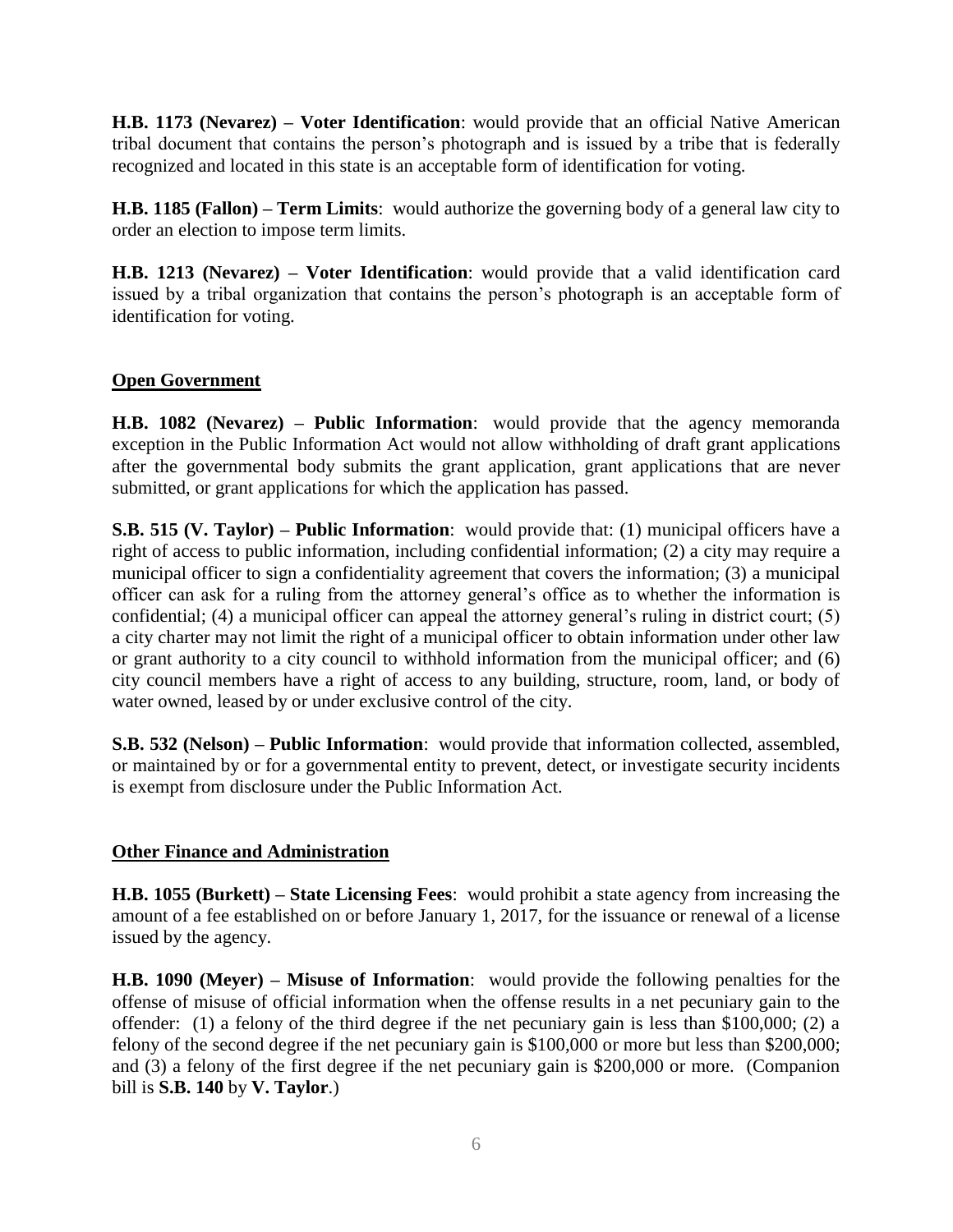**H.B. 1173 (Nevarez) – Voter Identification**: would provide that an official Native American tribal document that contains the person's photograph and is issued by a tribe that is federally recognized and located in this state is an acceptable form of identification for voting.

**H.B. 1185 (Fallon) – Term Limits**: would authorize the governing body of a general law city to order an election to impose term limits.

**H.B. 1213 (Nevarez) – Voter Identification**: would provide that a valid identification card issued by a tribal organization that contains the person's photograph is an acceptable form of identification for voting.

## Open Government

**H.B. 1082 (Nevarez) – Public Information**: would provide that the agency memoranda exception in the Public Information Act would not allow withholding of draft grant applications after the governmental body submits the grant application, grant applications that are never submitted, or grant applications for which the application has passed.

**S.B. 515 (V. Taylor) – Public Information**: would provide that: (1) municipal officers have a right of access to public information, including confidential information; (2) a city may require a municipal officer to sign a confidentiality agreement that covers the information; (3) a municipal officer can ask for a ruling from the attorney general's office as to whether the information is confidential; (4) a municipal officer can appeal the attorney general's ruling in district court; (5) a city charter may not limit the right of a municipal officer to obtain information under other law or grant authority to a city council to withhold information from the municipal officer; and (6) city council members have a right of access to any building, structure, room, land, or body of water owned, leased by or under exclusive control of the city.

**S.B. 532 (Nelson) – Public Information**: would provide that information collected, assembled, or maintained by or for a governmental entity to prevent, detect, or investigate security incidents is exempt from disclosure under the Public Information Act.

## Other Finance and Administration

**H.B. 1055 (Burkett) – State Licensing Fees**: would prohibit a state agency from increasing the amount of a fee established on or before January 1, 2017, for the issuance or renewal of a license issued by the agency.

**H.B. 1090 (Meyer) – Misuse of Information**: would provide the following penalties for the offense of misuse of official information when the offense results in a net pecuniary gain to the offender: (1) a felony of the third degree if the net pecuniary gain is less than $100,000; (2) a felony of the second degree if the net pecuniary gain is $100,000 or more but less than $200,000; and (3) a felony of the first degree if the net pecuniary gain is $200,000 or more. (Companion bill is **S.B. 140** by **V. Taylor**.)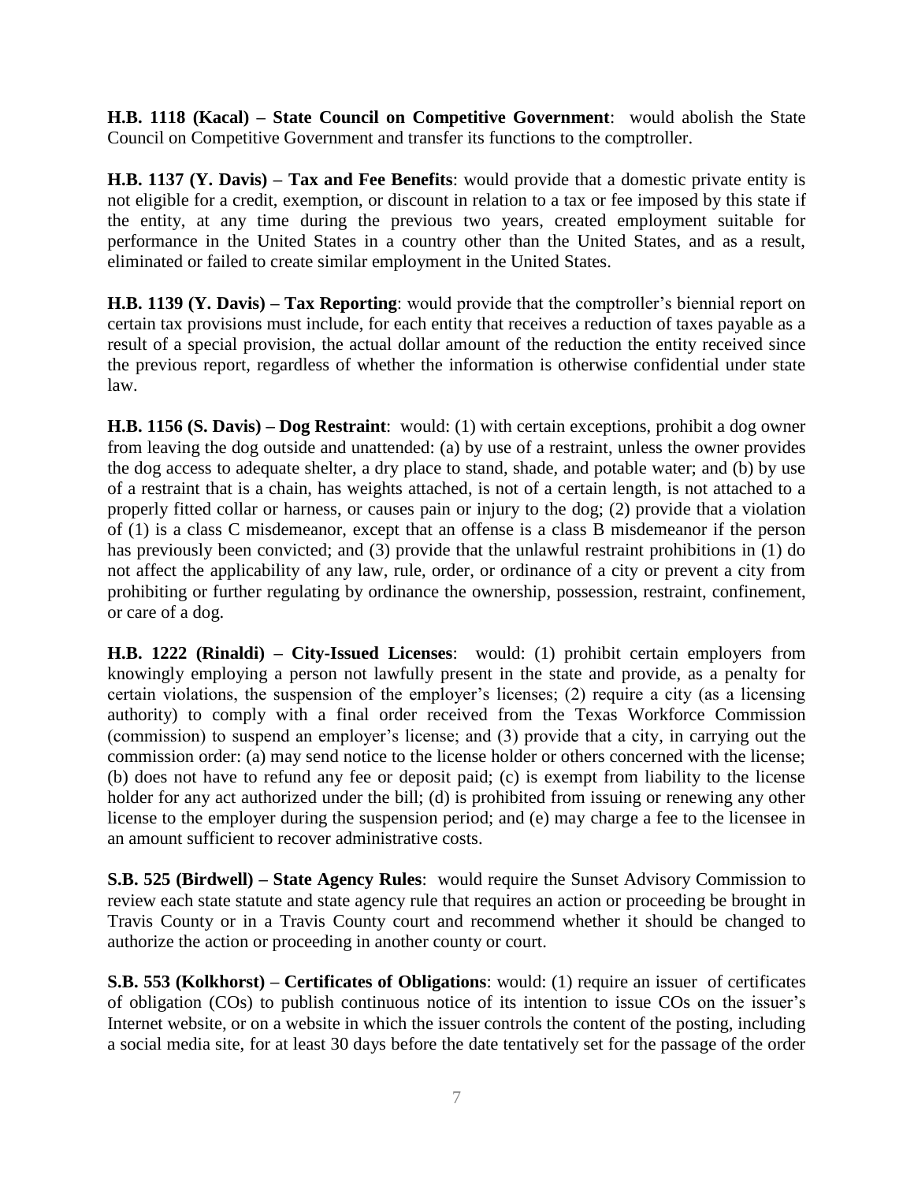**H.B. 1118 (Kacal) – State Council on Competitive Government**: would abolish the State Council on Competitive Government and transfer its functions to the comptroller.

**H.B. 1137 (Y. Davis) – Tax and Fee Benefits**: would provide that a domestic private entity is not eligible for a credit, exemption, or discount in relation to a tax or fee imposed by this state if the entity, at any time during the previous two years, created employment suitable for performance in the United States in a country other than the United States, and as a result, eliminated or failed to create similar employment in the United States.

**H.B. 1139 (Y. Davis) – Tax Reporting**: would provide that the comptroller's biennial report on certain tax provisions must include, for each entity that receives a reduction of taxes payable as a result of a special provision, the actual dollar amount of the reduction the entity received since the previous report, regardless of whether the information is otherwise confidential under state law.

**H.B. 1156 (S. Davis) – Dog Restraint**: would: (1) with certain exceptions, prohibit a dog owner from leaving the dog outside and unattended: (a) by use of a restraint, unless the owner provides the dog access to adequate shelter, a dry place to stand, shade, and potable water; and (b) by use of a restraint that is a chain, has weights attached, is not of a certain length, is not attached to a properly fitted collar or harness, or causes pain or injury to the dog; (2) provide that a violation of (1) is a class C misdemeanor, except that an offense is a class B misdemeanor if the person has previously been convicted; and (3) provide that the unlawful restraint prohibitions in (1) do not affect the applicability of any law, rule, order, or ordinance of a city or prevent a city from prohibiting or further regulating by ordinance the ownership, possession, restraint, confinement, or care of a dog.

**H.B. 1222 (Rinaldi) – City-Issued Licenses**: would: (1) prohibit certain employers from knowingly employing a person not lawfully present in the state and provide, as a penalty for certain violations, the suspension of the employer's licenses; (2) require a city (as a licensing authority) to comply with a final order received from the Texas Workforce Commission (commission) to suspend an employer's license; and (3) provide that a city, in carrying out the commission order: (a) may send notice to the license holder or others concerned with the license; (b) does not have to refund any fee or deposit paid; (c) is exempt from liability to the license holder for any act authorized under the bill; (d) is prohibited from issuing or renewing any other license to the employer during the suspension period; and (e) may charge a fee to the licensee in an amount sufficient to recover administrative costs.

**S.B. 525 (Birdwell) – State Agency Rules**: would require the Sunset Advisory Commission to review each state statute and state agency rule that requires an action or proceeding be brought in Travis County or in a Travis County court and recommend whether it should be changed to authorize the action or proceeding in another county or court.

**S.B. 553 (Kolkhorst) – Certificates of Obligations**: would: (1) require an issuer of certificates of obligation (COs) to publish continuous notice of its intention to issue COs on the issuer's Internet website, or on a website in which the issuer controls the content of the posting, including a social media site, for at least 30 days before the date tentatively set for the passage of the order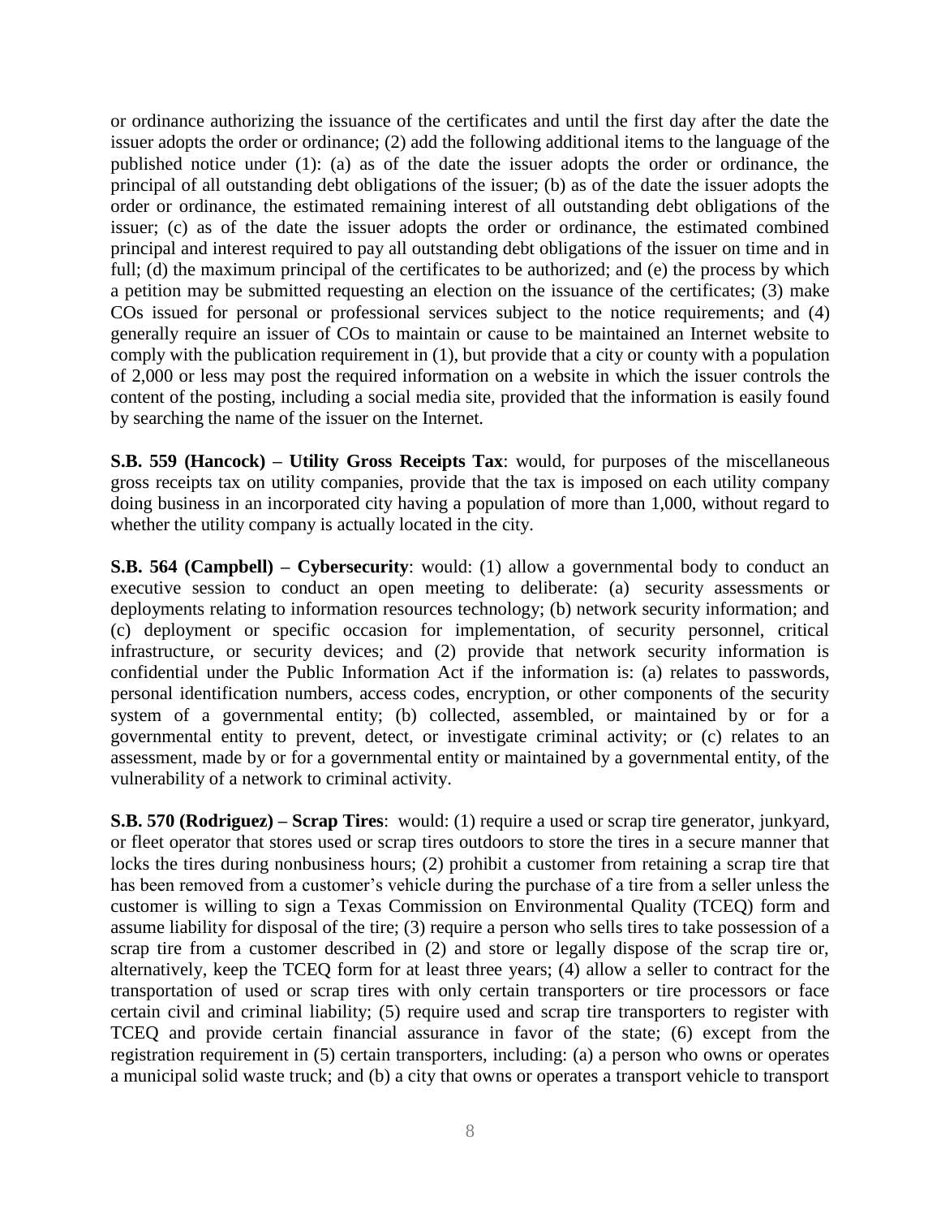or ordinance authorizing the issuance of the certificates and until the first day after the date the issuer adopts the order or ordinance; (2) add the following additional items to the language of the published notice under (1): (a) as of the date the issuer adopts the order or ordinance, the principal of all outstanding debt obligations of the issuer; (b) as of the date the issuer adopts the order or ordinance, the estimated remaining interest of all outstanding debt obligations of the issuer; (c) as of the date the issuer adopts the order or ordinance, the estimated combined principal and interest required to pay all outstanding debt obligations of the issuer on time and in full; (d) the maximum principal of the certificates to be authorized; and (e) the process by which a petition may be submitted requesting an election on the issuance of the certificates; (3) make COs issued for personal or professional services subject to the notice requirements; and (4) generally require an issuer of COs to maintain or cause to be maintained an Internet website to comply with the publication requirement in (1), but provide that a city or county with a population of 2,000 or less may post the required information on a website in which the issuer controls the content of the posting, including a social media site, provided that the information is easily found by searching the name of the issuer on the Internet.

**S.B. 559 (Hancock) – Utility Gross Receipts Tax**: would, for purposes of the miscellaneous gross receipts tax on utility companies, provide that the tax is imposed on each utility company doing business in an incorporated city having a population of more than 1,000, without regard to whether the utility company is actually located in the city.

**S.B. 564 (Campbell) – Cybersecurity**: would: (1) allow a governmental body to conduct an executive session to conduct an open meeting to deliberate: (a) security assessments or deployments relating to information resources technology; (b) network security information; and (c) deployment or specific occasion for implementation, of security personnel, critical infrastructure, or security devices; and (2) provide that network security information is confidential under the Public Information Act if the information is: (a) relates to passwords, personal identification numbers, access codes, encryption, or other components of the security system of a governmental entity; (b) collected, assembled, or maintained by or for a governmental entity to prevent, detect, or investigate criminal activity; or (c) relates to an assessment, made by or for a governmental entity or maintained by a governmental entity, of the vulnerability of a network to criminal activity.

**S.B. 570 (Rodriguez) – Scrap Tires**: would: (1) require a used or scrap tire generator, junkyard, or fleet operator that stores used or scrap tires outdoors to store the tires in a secure manner that locks the tires during nonbusiness hours; (2) prohibit a customer from retaining a scrap tire that has been removed from a customer's vehicle during the purchase of a tire from a seller unless the customer is willing to sign a Texas Commission on Environmental Quality (TCEQ) form and assume liability for disposal of the tire; (3) require a person who sells tires to take possession of a scrap tire from a customer described in (2) and store or legally dispose of the scrap tire or, alternatively, keep the TCEQ form for at least three years; (4) allow a seller to contract for the transportation of used or scrap tires with only certain transporters or tire processors or face certain civil and criminal liability; (5) require used and scrap tire transporters to register with TCEQ and provide certain financial assurance in favor of the state; (6) except from the registration requirement in (5) certain transporters, including: (a) a person who owns or operates a municipal solid waste truck; and (b) a city that owns or operates a transport vehicle to transport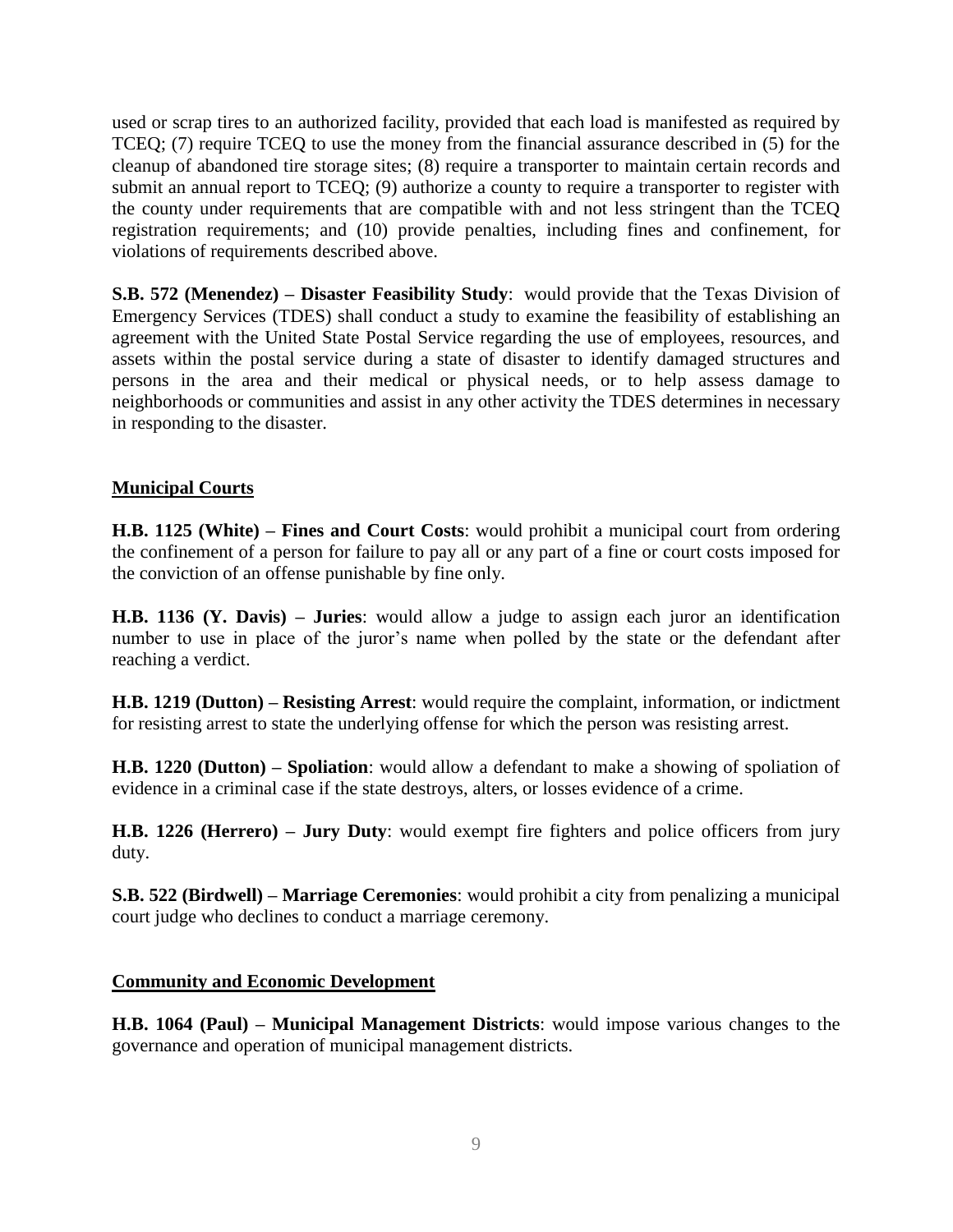used or scrap tires to an authorized facility, provided that each load is manifested as required by TCEQ; (7) require TCEQ to use the money from the financial assurance described in (5) for the cleanup of abandoned tire storage sites; (8) require a transporter to maintain certain records and submit an annual report to TCEQ; (9) authorize a county to require a transporter to register with the county under requirements that are compatible with and not less stringent than the TCEQ registration requirements; and (10) provide penalties, including fines and confinement, for violations of requirements described above.

**S.B. 572 (Menendez) – Disaster Feasibility Study**: would provide that the Texas Division of Emergency Services (TDES) shall conduct a study to examine the feasibility of establishing an agreement with the United State Postal Service regarding the use of employees, resources, and assets within the postal service during a state of disaster to identify damaged structures and persons in the area and their medical or physical needs, or to help assess damage to neighborhoods or communities and assist in any other activity the TDES determines in necessary in responding to the disaster.

## Municipal Courts

**H.B. 1125 (White) – Fines and Court Costs**: would prohibit a municipal court from ordering the confinement of a person for failure to pay all or any part of a fine or court costs imposed for the conviction of an offense punishable by fine only.

**H.B. 1136 (Y. Davis) – Juries**: would allow a judge to assign each juror an identification number to use in place of the juror's name when polled by the state or the defendant after reaching a verdict.

**H.B. 1219 (Dutton) – Resisting Arrest**: would require the complaint, information, or indictment for resisting arrest to state the underlying offense for which the person was resisting arrest.

**H.B. 1220 (Dutton) – Spoliation**: would allow a defendant to make a showing of spoliation of evidence in a criminal case if the state destroys, alters, or losses evidence of a crime.

**H.B. 1226 (Herrero) – Jury Duty**: would exempt fire fighters and police officers from jury duty.

**S.B. 522 (Birdwell) – Marriage Ceremonies**: would prohibit a city from penalizing a municipal court judge who declines to conduct a marriage ceremony.

## Community and Economic Development

**H.B. 1064 (Paul) – Municipal Management Districts**: would impose various changes to the governance and operation of municipal management districts.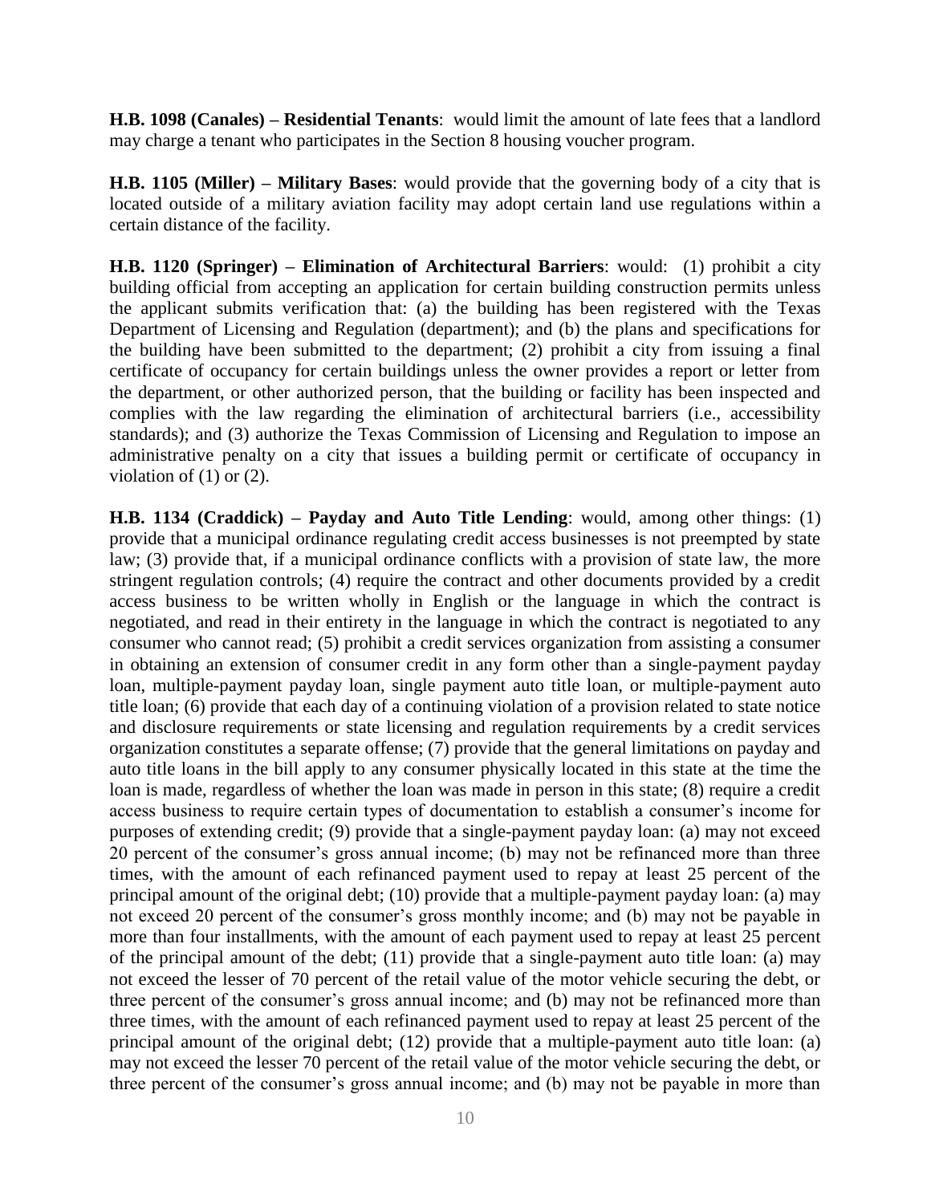**H.B. 1098 (Canales) – Residential Tenants**: would limit the amount of late fees that a landlord may charge a tenant who participates in the Section 8 housing voucher program.

**H.B. 1105 (Miller) – Military Bases**: would provide that the governing body of a city that is located outside of a military aviation facility may adopt certain land use regulations within a certain distance of the facility.

**H.B. 1120 (Springer) – Elimination of Architectural Barriers**: would: (1) prohibit a city building official from accepting an application for certain building construction permits unless the applicant submits verification that: (a) the building has been registered with the Texas Department of Licensing and Regulation (department); and (b) the plans and specifications for the building have been submitted to the department; (2) prohibit a city from issuing a final certificate of occupancy for certain buildings unless the owner provides a report or letter from the department, or other authorized person, that the building or facility has been inspected and complies with the law regarding the elimination of architectural barriers (i.e., accessibility standards); and (3) authorize the Texas Commission of Licensing and Regulation to impose an administrative penalty on a city that issues a building permit or certificate of occupancy in violation of (1) or (2).

**H.B. 1134 (Craddick) – Payday and Auto Title Lending**: would, among other things: (1) provide that a municipal ordinance regulating credit access businesses is not preempted by state law; (3) provide that, if a municipal ordinance conflicts with a provision of state law, the more stringent regulation controls; (4) require the contract and other documents provided by a credit access business to be written wholly in English or the language in which the contract is negotiated, and read in their entirety in the language in which the contract is negotiated to any consumer who cannot read; (5) prohibit a credit services organization from assisting a consumer in obtaining an extension of consumer credit in any form other than a single-payment payday loan, multiple-payment payday loan, single payment auto title loan, or multiple-payment auto title loan; (6) provide that each day of a continuing violation of a provision related to state notice and disclosure requirements or state licensing and regulation requirements by a credit services organization constitutes a separate offense; (7) provide that the general limitations on payday and auto title loans in the bill apply to any consumer physically located in this state at the time the loan is made, regardless of whether the loan was made in person in this state; (8) require a credit access business to require certain types of documentation to establish a consumer's income for purposes of extending credit; (9) provide that a single-payment payday loan: (a) may not exceed 20 percent of the consumer's gross annual income; (b) may not be refinanced more than three times, with the amount of each refinanced payment used to repay at least 25 percent of the principal amount of the original debt; (10) provide that a multiple-payment payday loan: (a) may not exceed 20 percent of the consumer's gross monthly income; and (b) may not be payable in more than four installments, with the amount of each payment used to repay at least 25 percent of the principal amount of the debt; (11) provide that a single-payment auto title loan: (a) may not exceed the lesser of 70 percent of the retail value of the motor vehicle securing the debt, or three percent of the consumer's gross annual income; and (b) may not be refinanced more than three times, with the amount of each refinanced payment used to repay at least 25 percent of the principal amount of the original debt; (12) provide that a multiple-payment auto title loan: (a) may not exceed the lesser 70 percent of the retail value of the motor vehicle securing the debt, or three percent of the consumer's gross annual income; and (b) may not be payable in more than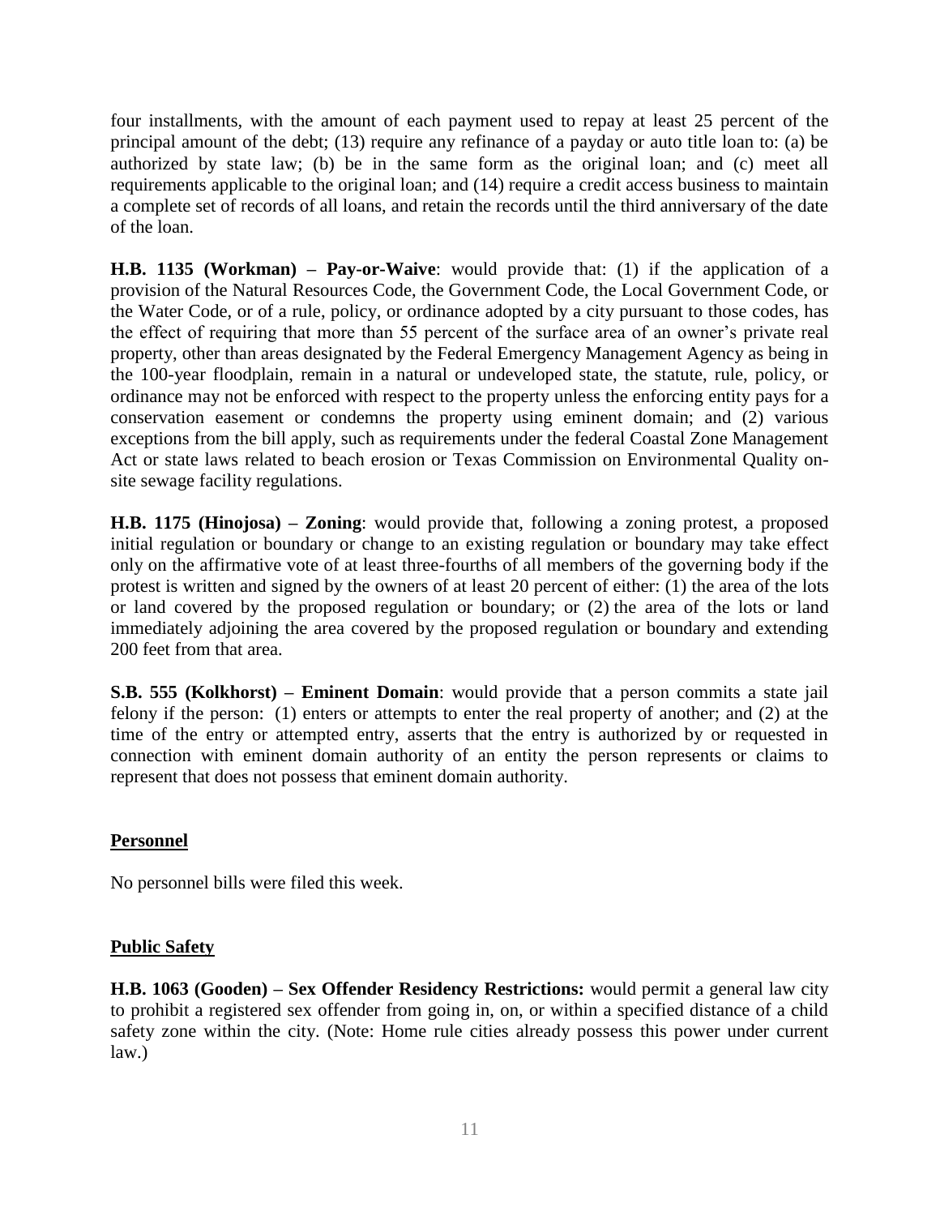four installments, with the amount of each payment used to repay at least 25 percent of the principal amount of the debt; (13) require any refinance of a payday or auto title loan to: (a) be authorized by state law; (b) be in the same form as the original loan; and (c) meet all requirements applicable to the original loan; and (14) require a credit access business to maintain a complete set of records of all loans, and retain the records until the third anniversary of the date of the loan.

**H.B. 1135 (Workman) – Pay-or-Waive**: would provide that: (1) if the application of a provision of the Natural Resources Code, the Government Code, the Local Government Code, or the Water Code, or of a rule, policy, or ordinance adopted by a city pursuant to those codes, has the effect of requiring that more than 55 percent of the surface area of an owner's private real property, other than areas designated by the Federal Emergency Management Agency as being in the 100-year floodplain, remain in a natural or undeveloped state, the statute, rule, policy, or ordinance may not be enforced with respect to the property unless the enforcing entity pays for a conservation easement or condemns the property using eminent domain; and (2) various exceptions from the bill apply, such as requirements under the federal Coastal Zone Management Act or state laws related to beach erosion or Texas Commission on Environmental Quality on-site sewage facility regulations.

**H.B. 1175 (Hinojosa) – Zoning**: would provide that, following a zoning protest, a proposed initial regulation or boundary or change to an existing regulation or boundary may take effect only on the affirmative vote of at least three-fourths of all members of the governing body if the protest is written and signed by the owners of at least 20 percent of either: (1) the area of the lots or land covered by the proposed regulation or boundary; or (2) the area of the lots or land immediately adjoining the area covered by the proposed regulation or boundary and extending 200 feet from that area.

**S.B. 555 (Kolkhorst) – Eminent Domain**: would provide that a person commits a state jail felony if the person: (1) enters or attempts to enter the real property of another; and (2) at the time of the entry or attempted entry, asserts that the entry is authorized by or requested in connection with eminent domain authority of an entity the person represents or claims to represent that does not possess that eminent domain authority.

## Personnel

No personnel bills were filed this week.

## Public Safety

**H.B. 1063 (Gooden) – Sex Offender Residency Restrictions:** would permit a general law city to prohibit a registered sex offender from going in, on, or within a specified distance of a child safety zone within the city. (Note: Home rule cities already possess this power under current law.)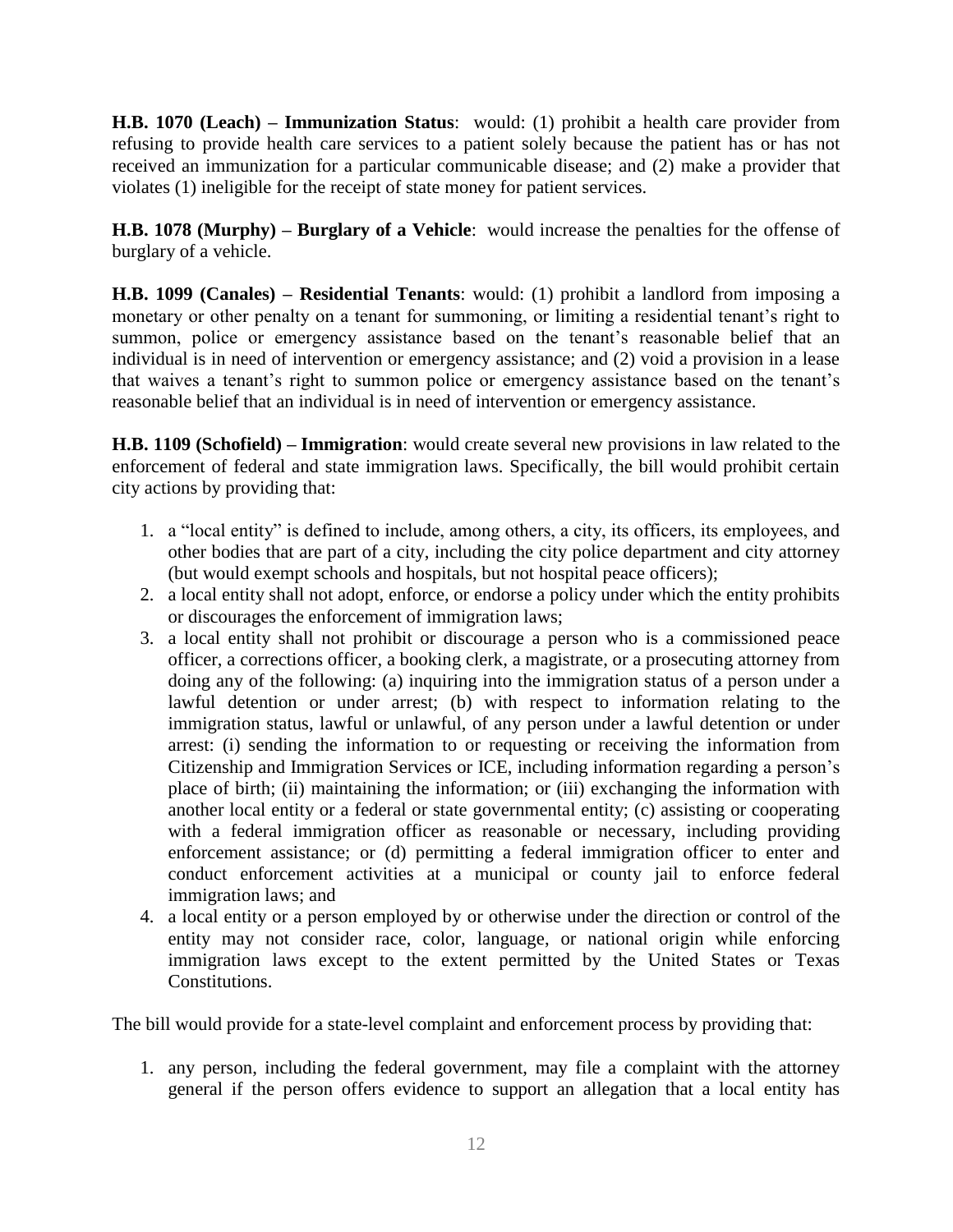**H.B. 1070 (Leach) – Immunization Status**: would: (1) prohibit a health care provider from refusing to provide health care services to a patient solely because the patient has or has not received an immunization for a particular communicable disease; and (2) make a provider that violates (1) ineligible for the receipt of state money for patient services.

**H.B. 1078 (Murphy) – Burglary of a Vehicle**: would increase the penalties for the offense of burglary of a vehicle.

**H.B. 1099 (Canales) – Residential Tenants**: would: (1) prohibit a landlord from imposing a monetary or other penalty on a tenant for summoning, or limiting a residential tenant's right to summon, police or emergency assistance based on the tenant's reasonable belief that an individual is in need of intervention or emergency assistance; and (2) void a provision in a lease that waives a tenant's right to summon police or emergency assistance based on the tenant's reasonable belief that an individual is in need of intervention or emergency assistance.

**H.B. 1109 (Schofield) – Immigration**: would create several new provisions in law related to the enforcement of federal and state immigration laws. Specifically, the bill would prohibit certain city actions by providing that:

1. a "local entity" is defined to include, among others, a city, its officers, its employees, and other bodies that are part of a city, including the city police department and city attorney (but would exempt schools and hospitals, but not hospital peace officers);
2. a local entity shall not adopt, enforce, or endorse a policy under which the entity prohibits or discourages the enforcement of immigration laws;
3. a local entity shall not prohibit or discourage a person who is a commissioned peace officer, a corrections officer, a booking clerk, a magistrate, or a prosecuting attorney from doing any of the following: (a) inquiring into the immigration status of a person under a lawful detention or under arrest; (b) with respect to information relating to the immigration status, lawful or unlawful, of any person under a lawful detention or under arrest: (i) sending the information to or requesting or receiving the information from Citizenship and Immigration Services or ICE, including information regarding a person's place of birth; (ii) maintaining the information; or (iii) exchanging the information with another local entity or a federal or state governmental entity; (c) assisting or cooperating with a federal immigration officer as reasonable or necessary, including providing enforcement assistance; or (d) permitting a federal immigration officer to enter and conduct enforcement activities at a municipal or county jail to enforce federal immigration laws; and
4. a local entity or a person employed by or otherwise under the direction or control of the entity may not consider race, color, language, or national origin while enforcing immigration laws except to the extent permitted by the United States or Texas Constitutions.

The bill would provide for a state-level complaint and enforcement process by providing that:

1. any person, including the federal government, may file a complaint with the attorney general if the person offers evidence to support an allegation that a local entity has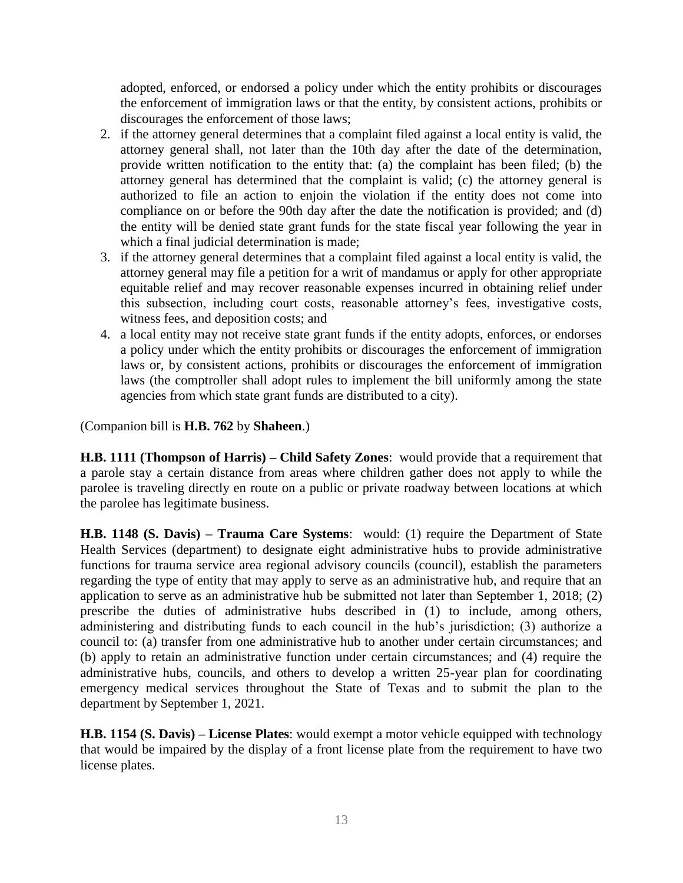adopted, enforced, or endorsed a policy under which the entity prohibits or discourages the enforcement of immigration laws or that the entity, by consistent actions, prohibits or discourages the enforcement of those laws;

2. if the attorney general determines that a complaint filed against a local entity is valid, the attorney general shall, not later than the 10th day after the date of the determination, provide written notification to the entity that: (a) the complaint has been filed; (b) the attorney general has determined that the complaint is valid; (c) the attorney general is authorized to file an action to enjoin the violation if the entity does not come into compliance on or before the 90th day after the date the notification is provided; and (d) the entity will be denied state grant funds for the state fiscal year following the year in which a final judicial determination is made;
3. if the attorney general determines that a complaint filed against a local entity is valid, the attorney general may file a petition for a writ of mandamus or apply for other appropriate equitable relief and may recover reasonable expenses incurred in obtaining relief under this subsection, including court costs, reasonable attorney's fees, investigative costs, witness fees, and deposition costs; and
4. a local entity may not receive state grant funds if the entity adopts, enforces, or endorses a policy under which the entity prohibits or discourages the enforcement of immigration laws or, by consistent actions, prohibits or discourages the enforcement of immigration laws (the comptroller shall adopt rules to implement the bill uniformly among the state agencies from which state grant funds are distributed to a city).

(Companion bill is **H.B. 762** by **Shaheen**.)

**H.B. 1111 (Thompson of Harris) – Child Safety Zones**: would provide that a requirement that a parole stay a certain distance from areas where children gather does not apply to while the parolee is traveling directly en route on a public or private roadway between locations at which the parolee has legitimate business.

**H.B. 1148 (S. Davis) – Trauma Care Systems**: would: (1) require the Department of State Health Services (department) to designate eight administrative hubs to provide administrative functions for trauma service area regional advisory councils (council), establish the parameters regarding the type of entity that may apply to serve as an administrative hub, and require that an application to serve as an administrative hub be submitted not later than September 1, 2018; (2) prescribe the duties of administrative hubs described in (1) to include, among others, administering and distributing funds to each council in the hub's jurisdiction; (3) authorize a council to: (a) transfer from one administrative hub to another under certain circumstances; and (b) apply to retain an administrative function under certain circumstances; and (4) require the administrative hubs, councils, and others to develop a written 25-year plan for coordinating emergency medical services throughout the State of Texas and to submit the plan to the department by September 1, 2021.

**H.B. 1154 (S. Davis) – License Plates**: would exempt a motor vehicle equipped with technology that would be impaired by the display of a front license plate from the requirement to have two license plates.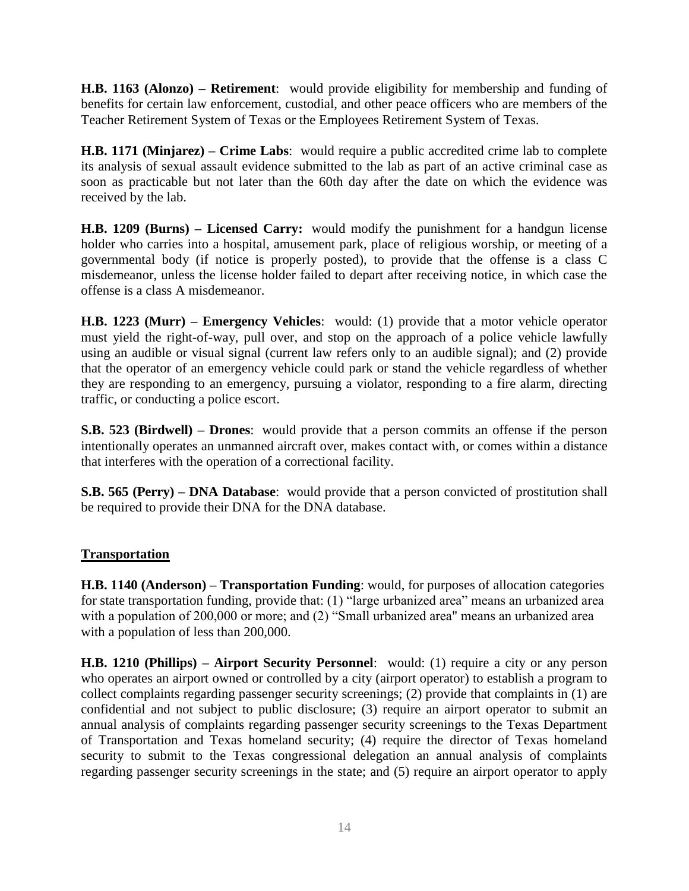**H.B. 1163 (Alonzo) – Retirement**: would provide eligibility for membership and funding of benefits for certain law enforcement, custodial, and other peace officers who are members of the Teacher Retirement System of Texas or the Employees Retirement System of Texas.

**H.B. 1171 (Minjarez) – Crime Labs**: would require a public accredited crime lab to complete its analysis of sexual assault evidence submitted to the lab as part of an active criminal case as soon as practicable but not later than the 60th day after the date on which the evidence was received by the lab.

**H.B. 1209 (Burns) – Licensed Carry:** would modify the punishment for a handgun license holder who carries into a hospital, amusement park, place of religious worship, or meeting of a governmental body (if notice is properly posted), to provide that the offense is a class C misdemeanor, unless the license holder failed to depart after receiving notice, in which case the offense is a class A misdemeanor.

**H.B. 1223 (Murr) – Emergency Vehicles**: would: (1) provide that a motor vehicle operator must yield the right-of-way, pull over, and stop on the approach of a police vehicle lawfully using an audible or visual signal (current law refers only to an audible signal); and (2) provide that the operator of an emergency vehicle could park or stand the vehicle regardless of whether they are responding to an emergency, pursuing a violator, responding to a fire alarm, directing traffic, or conducting a police escort.

**S.B. 523 (Birdwell) – Drones**: would provide that a person commits an offense if the person intentionally operates an unmanned aircraft over, makes contact with, or comes within a distance that interferes with the operation of a correctional facility.

**S.B. 565 (Perry) – DNA Database**: would provide that a person convicted of prostitution shall be required to provide their DNA for the DNA database.

## Transportation

**H.B. 1140 (Anderson) – Transportation Funding**: would, for purposes of allocation categories for state transportation funding, provide that: (1) "large urbanized area" means an urbanized area with a population of 200,000 or more; and (2) "Small urbanized area" means an urbanized area with a population of less than 200,000.

**H.B. 1210 (Phillips) – Airport Security Personnel**: would: (1) require a city or any person who operates an airport owned or controlled by a city (airport operator) to establish a program to collect complaints regarding passenger security screenings; (2) provide that complaints in (1) are confidential and not subject to public disclosure; (3) require an airport operator to submit an annual analysis of complaints regarding passenger security screenings to the Texas Department of Transportation and Texas homeland security; (4) require the director of Texas homeland security to submit to the Texas congressional delegation an annual analysis of complaints regarding passenger security screenings in the state; and (5) require an airport operator to apply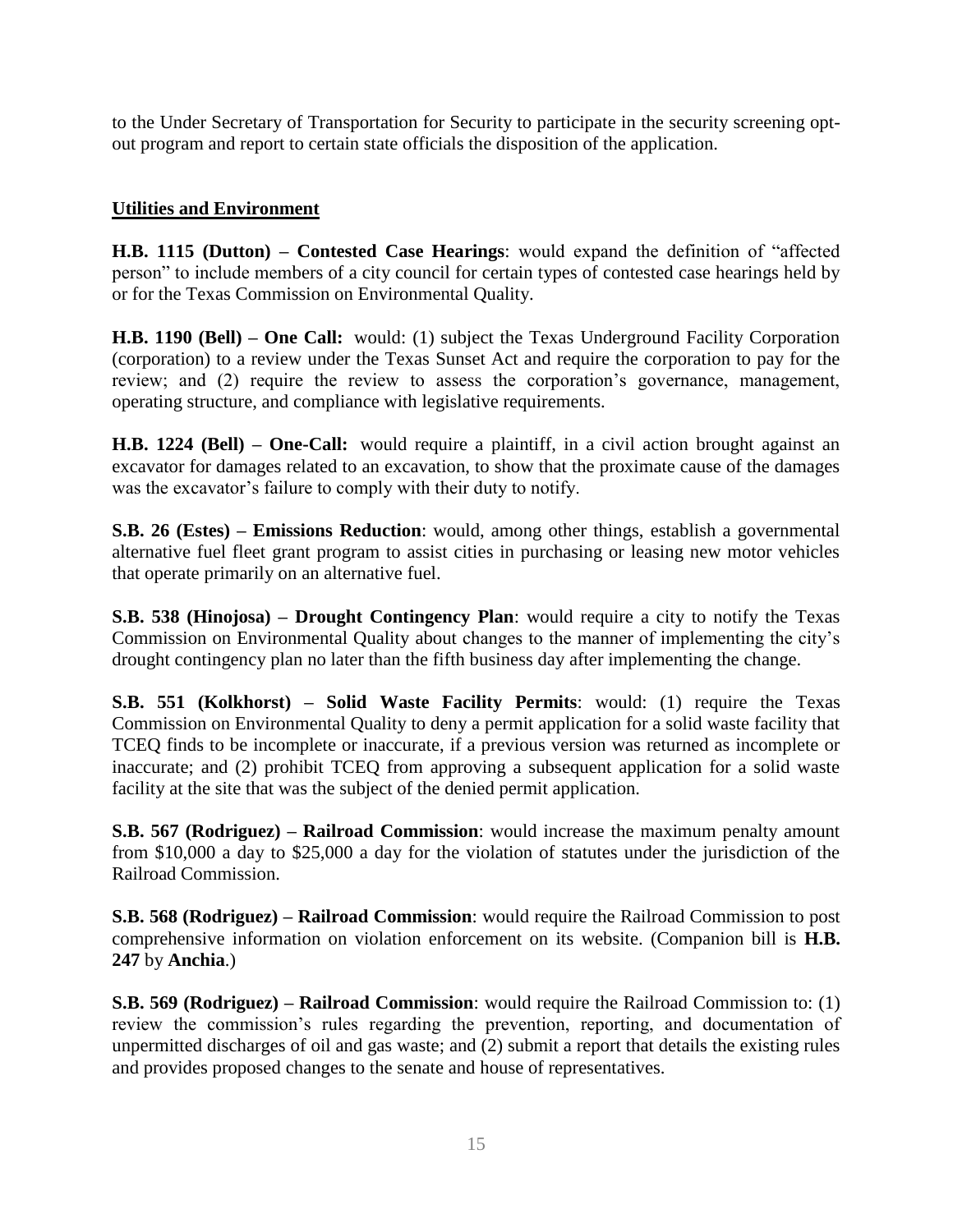to the Under Secretary of Transportation for Security to participate in the security screening opt-out program and report to certain state officials the disposition of the application.

**Utilities and Environment**

**H.B. 1115 (Dutton) – Contested Case Hearings**: would expand the definition of "affected person" to include members of a city council for certain types of contested case hearings held by or for the Texas Commission on Environmental Quality.

**H.B. 1190 (Bell) – One Call:** would: (1) subject the Texas Underground Facility Corporation (corporation) to a review under the Texas Sunset Act and require the corporation to pay for the review; and (2) require the review to assess the corporation's governance, management, operating structure, and compliance with legislative requirements.

**H.B. 1224 (Bell) – One-Call:** would require a plaintiff, in a civil action brought against an excavator for damages related to an excavation, to show that the proximate cause of the damages was the excavator's failure to comply with their duty to notify.

**S.B. 26 (Estes) – Emissions Reduction**: would, among other things, establish a governmental alternative fuel fleet grant program to assist cities in purchasing or leasing new motor vehicles that operate primarily on an alternative fuel.

**S.B. 538 (Hinojosa) – Drought Contingency Plan**: would require a city to notify the Texas Commission on Environmental Quality about changes to the manner of implementing the city's drought contingency plan no later than the fifth business day after implementing the change.

**S.B. 551 (Kolkhorst) – Solid Waste Facility Permits**: would: (1) require the Texas Commission on Environmental Quality to deny a permit application for a solid waste facility that TCEQ finds to be incomplete or inaccurate, if a previous version was returned as incomplete or inaccurate; and (2) prohibit TCEQ from approving a subsequent application for a solid waste facility at the site that was the subject of the denied permit application.

**S.B. 567 (Rodriguez) – Railroad Commission**: would increase the maximum penalty amount from $10,000 a day to $25,000 a day for the violation of statutes under the jurisdiction of the Railroad Commission.

**S.B. 568 (Rodriguez) – Railroad Commission**: would require the Railroad Commission to post comprehensive information on violation enforcement on its website. (Companion bill is **H.B. 247** by **Anchia**.)

**S.B. 569 (Rodriguez) – Railroad Commission**: would require the Railroad Commission to: (1) review the commission's rules regarding the prevention, reporting, and documentation of unpermitted discharges of oil and gas waste; and (2) submit a report that details the existing rules and provides proposed changes to the senate and house of representatives.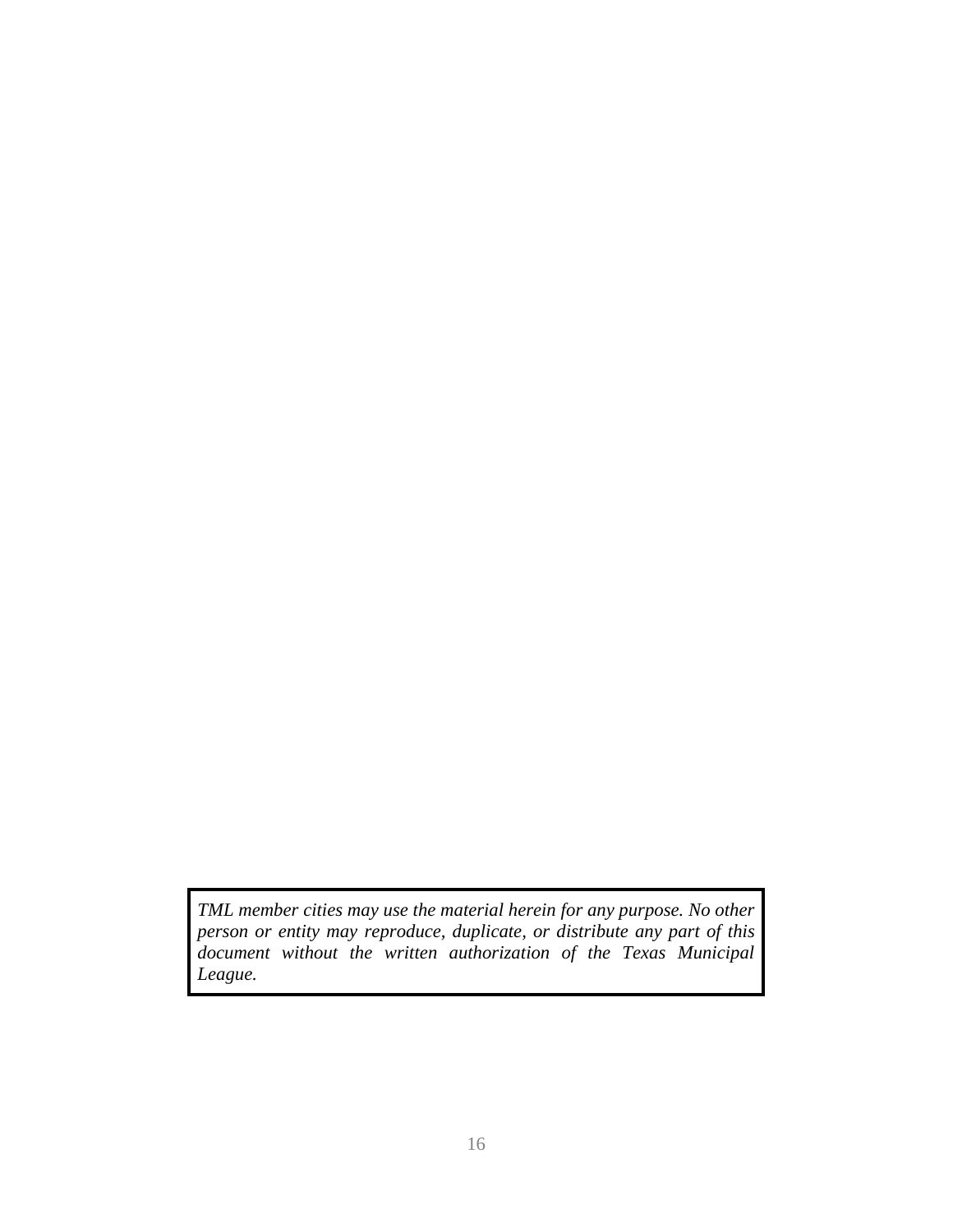*TML member cities may use the material herein for any purpose. No other person or entity may reproduce, duplicate, or distribute any part of this document without the written authorization of the Texas Municipal League.*